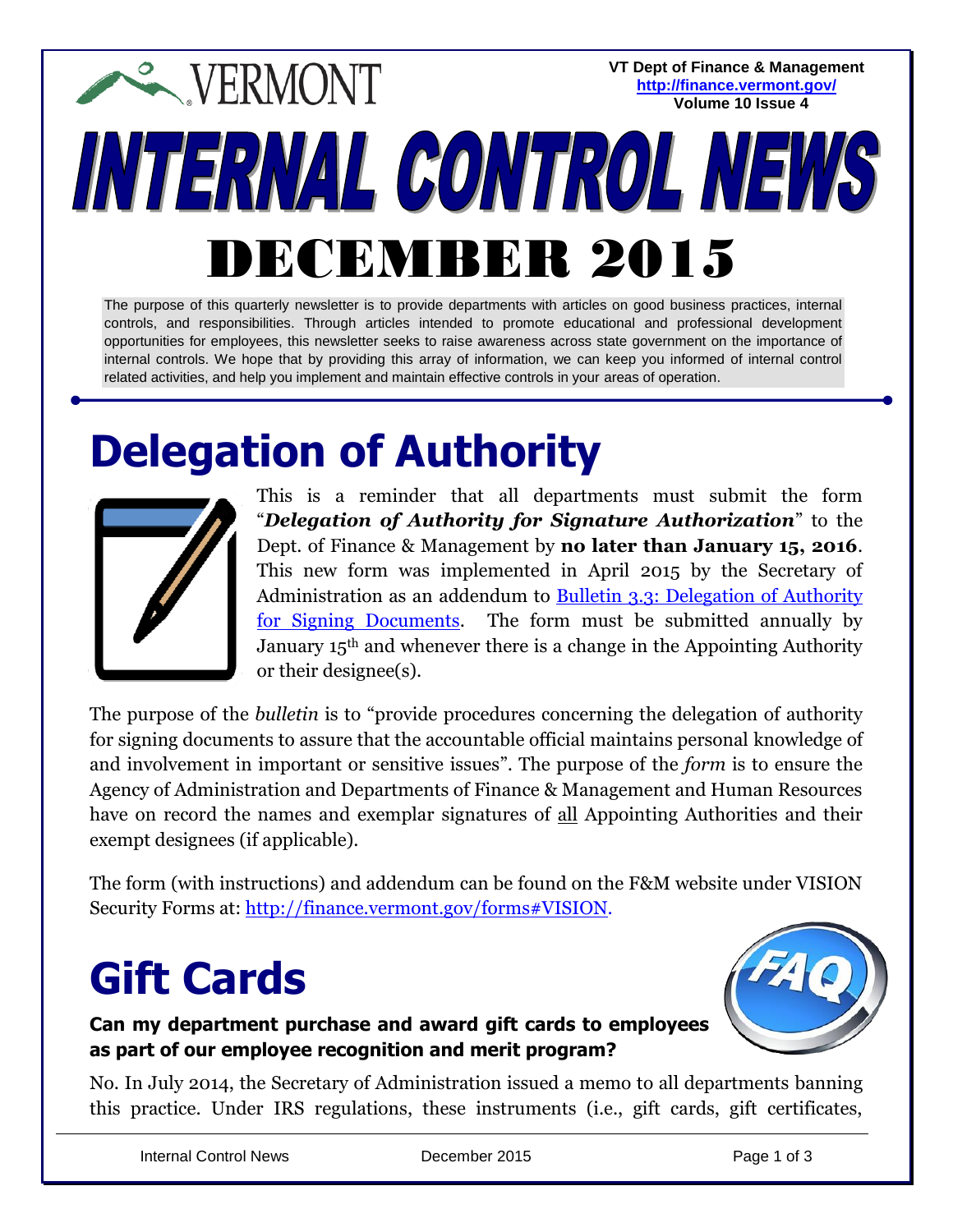VERMONT

**VT Dept of Finance & Management**
**[http://finance.vermont.gov/](http://finance.vermont.gov/)**

# INTERNAL CONTROL NEWS

# DECEMBER 2015

The purpose of this quarterly newsletter is to provide departments with articles on good business practices, internal controls, and responsibilities. Through articles intended to promote educational and professional development opportunities for employees, this newsletter seeks to raise awareness across state government on the importance of internal controls. We hope that by providing this array of information, we can keep you informed of internal control related activities, and help you implement and maintain effective controls in your areas of operation.

## Delegation of Authority

This is a reminder that all departments must submit the form "***Delegation of Authority for Signature Authorization***" to the Dept. of Finance & Management by **no later than January 15, 2016**. This new form was implemented in April 2015 by the Secretary of Administration as an addendum to Bulletin 3.3: Delegation of Authority for Signing Documents. The form must be submitted annually by January 15th and whenever there is a change in the Appointing Authority or their designee(s).

The purpose of the *bulletin* is to "provide procedures concerning the delegation of authority for signing documents to assure that the accountable official maintains personal knowledge of and involvement in important or sensitive issues". The purpose of the *form* is to ensure the Agency of Administration and Departments of Finance & Management and Human Resources have on record the names and exemplar signatures of all Appointing Authorities and their exempt designees (if applicable).

The form (with instructions) and addendum can be found on the F&M website under VISION Security Forms at: http://finance.vermont.gov/forms#VISION.

## Gift Cards

**Can my department purchase and award gift cards to employees as part of our employee recognition and merit program?**

No. In July 2014, the Secretary of Administration issued a memo to all departments banning this practice. Under IRS regulations, these instruments (i.e., gift cards, gift certificates,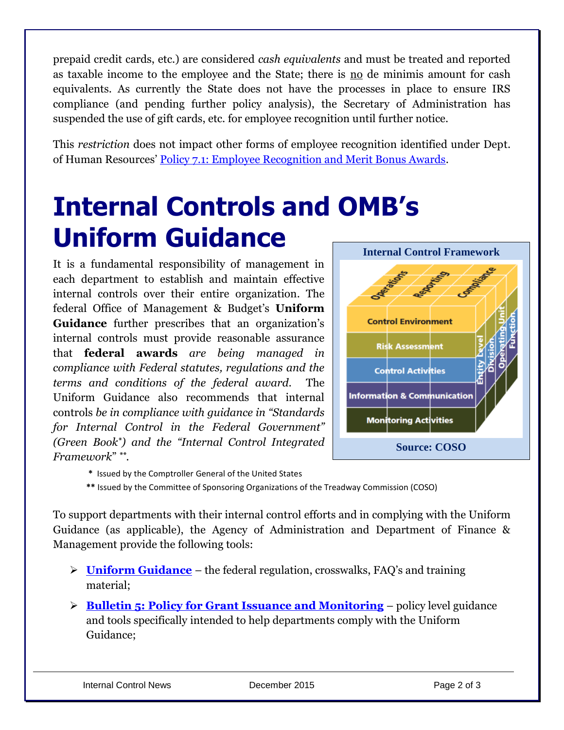prepaid credit cards, etc.) are considered *cash equivalents* and must be treated and reported as taxable income to the employee and the State; there is no de minimis amount for cash equivalents. As currently the State does not have the processes in place to ensure IRS compliance (and pending further policy analysis), the Secretary of Administration has suspended the use of gift cards, etc. for employee recognition until further notice.

This *restriction* does not impact other forms of employee recognition identified under Dept. of Human Resources' [Policy 7.1: Employee Recognition and Merit Bonus Awards](#).

# Internal Controls and OMB's Uniform Guidance

It is a fundamental responsibility of management in each department to establish and maintain effective internal controls over their entire organization. The federal Office of Management & Budget's **Uniform Guidance** further prescribes that an organization's internal controls must provide reasonable assurance that **federal awards** *are being managed in compliance with Federal statutes, regulations and the terms and conditions of the federal award*. The Uniform Guidance also recommends that internal controls *be in compliance with guidance in "Standards for Internal Control in the Federal Government" (Green Book\*) and the "Internal Control Integrated Framework"\*\**.

**Internal Control Framework**

Operations, Reporting, Compliance; Control Environment, Risk Assessment, Control Activities, Information & Communication, Monitoring Activities; Entity Level, Division, Operating Unit, Function

**Source: COSO**

\* Issued by the Comptroller General of the United States

\*\* Issued by the Committee of Sponsoring Organizations of the Treadway Commission (COSO)

To support departments with their internal control efforts and in complying with the Uniform Guidance (as applicable), the Agency of Administration and Department of Finance & Management provide the following tools:

- **[Uniform Guidance](#)** – the federal regulation, crosswalks, FAQ's and training material;
- **[Bulletin 5: Policy for Grant Issuance and Monitoring](#)** – policy level guidance and tools specifically intended to help departments comply with the Uniform Guidance;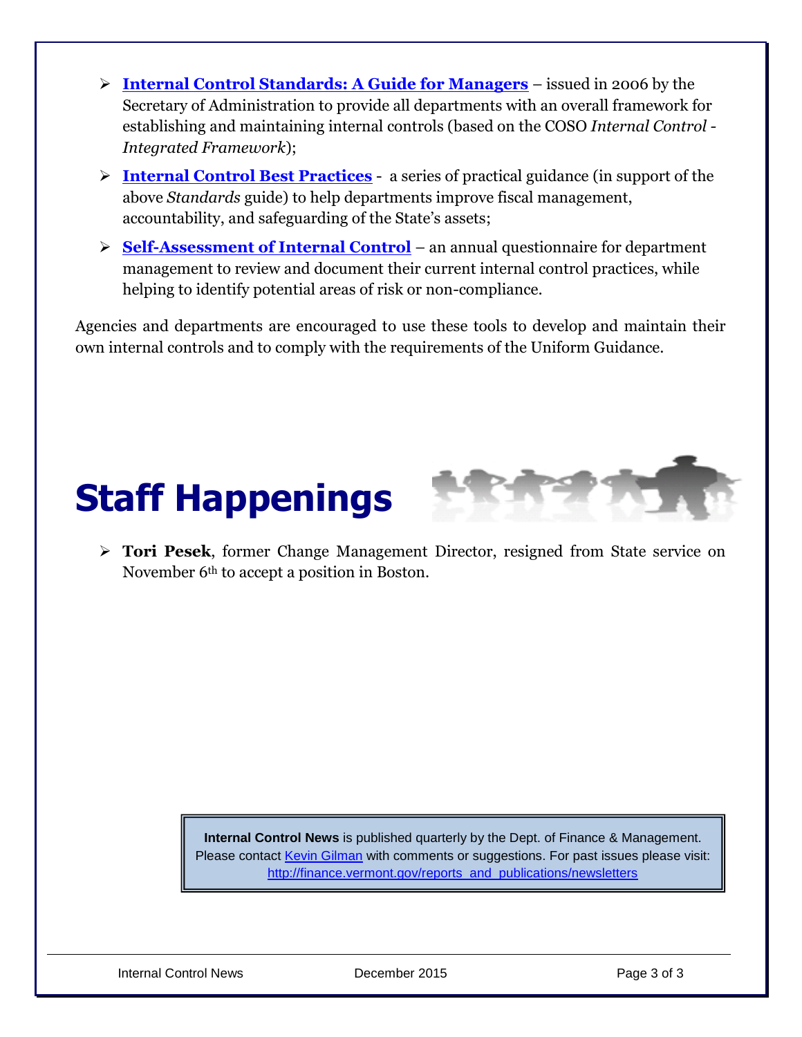- **Internal Control Standards: A Guide for Managers** – issued in 2006 by the Secretary of Administration to provide all departments with an overall framework for establishing and maintaining internal controls (based on the COSO *Internal Control - Integrated Framework*);
- **Internal Control Best Practices** - a series of practical guidance (in support of the above *Standards* guide) to help departments improve fiscal management, accountability, and safeguarding of the State's assets;
- **Self-Assessment of Internal Control** – an annual questionnaire for department management to review and document their current internal control practices, while helping to identify potential areas of risk or non-compliance.

Agencies and departments are encouraged to use these tools to develop and maintain their own internal controls and to comply with the requirements of the Uniform Guidance.

# Staff Happenings

- **Tori Pesek**, former Change Management Director, resigned from State service on November 6th to accept a position in Boston.

**Internal Control News** is published quarterly by the Dept. of Finance & Management. Please contact Kevin Gilman with comments or suggestions. For past issues please visit: http://finance.vermont.gov/reports_and_publications/newsletters